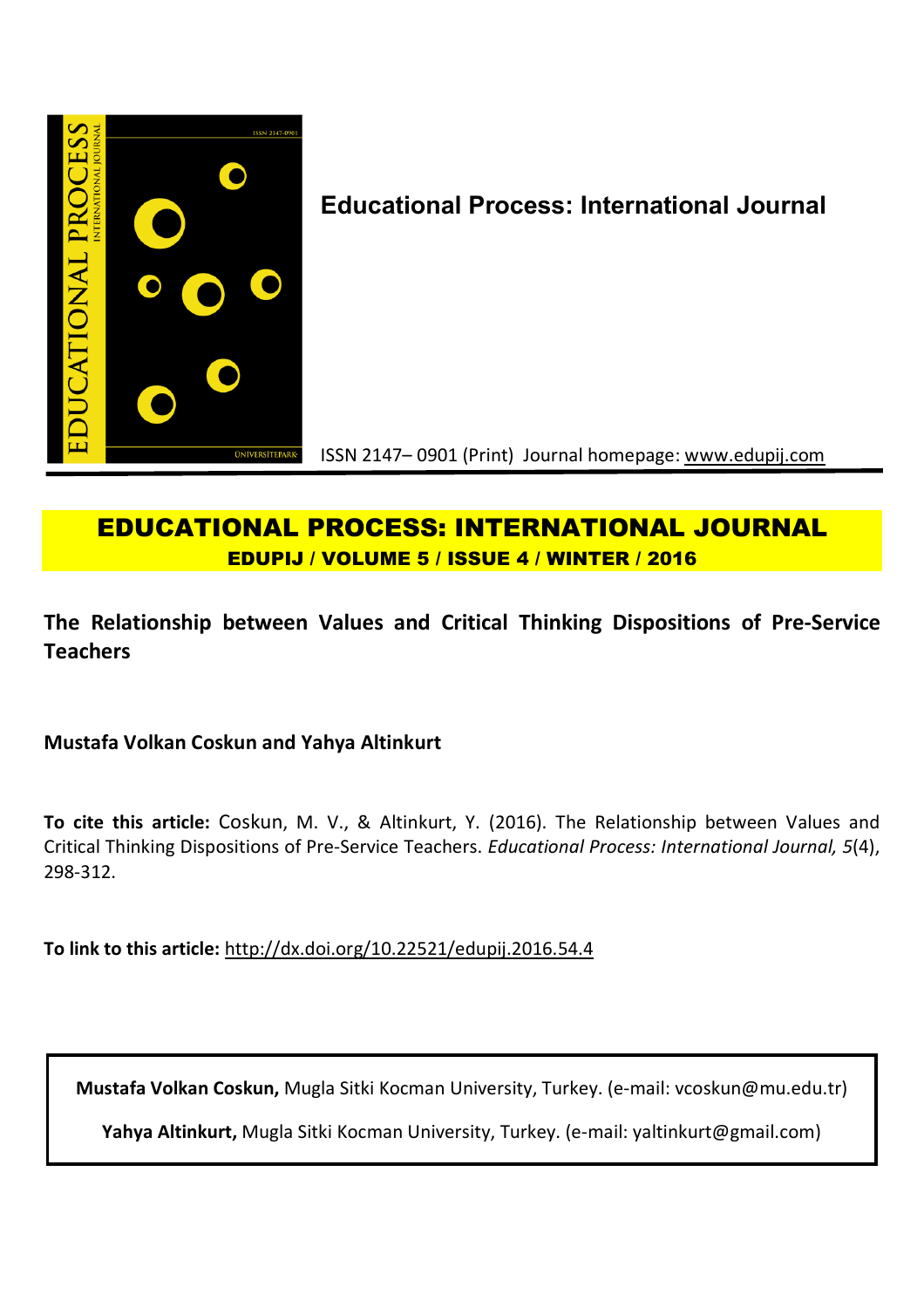**Educational Process: International Journal**

ISSN 2147– 0901 (Print) Journal homepage: www.edupij.com

# EDUCATIONAL PROCESS: INTERNATIONAL JOURNAL

**EDUPIJ / VOLUME 5 / ISSUE 4 / WINTER / 2016**

## The Relationship between Values and Critical Thinking Dispositions of Pre-Service Teachers

**Mustafa Volkan Coskun and Yahya Altinkurt**

**To cite this article:** Coskun, M. V., & Altinkurt, Y. (2016). The Relationship between Values and Critical Thinking Dispositions of Pre-Service Teachers. *Educational Process: International Journal, 5*(4), 298-312.

**To link to this article:** http://dx.doi.org/10.22521/edupij.2016.54.4

**Mustafa Volkan Coskun,** Mugla Sitki Kocman University, Turkey. (e-mail: vcoskun@mu.edu.tr)

**Yahya Altinkurt,** Mugla Sitki Kocman University, Turkey. (e-mail: yaltinkurt@gmail.com)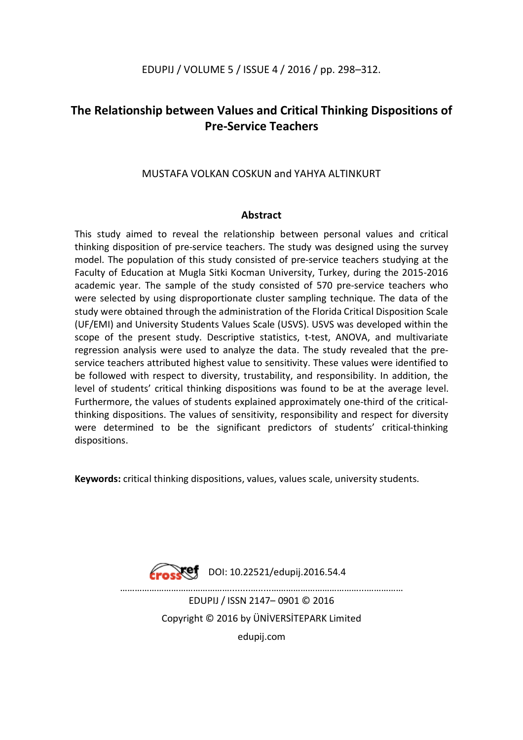# The Relationship between Values and Critical Thinking Dispositions of Pre-Service Teachers

MUSTAFA VOLKAN COSKUN and YAHYA ALTINKURT

## Abstract

This study aimed to reveal the relationship between personal values and critical thinking disposition of pre-service teachers. The study was designed using the survey model. The population of this study consisted of pre-service teachers studying at the Faculty of Education at Mugla Sitki Kocman University, Turkey, during the 2015-2016 academic year. The sample of the study consisted of 570 pre-service teachers who were selected by using disproportionate cluster sampling technique. The data of the study were obtained through the administration of the Florida Critical Disposition Scale (UF/EMI) and University Students Values Scale (USVS). USVS was developed within the scope of the present study. Descriptive statistics, t-test, ANOVA, and multivariate regression analysis were used to analyze the data. The study revealed that the pre-service teachers attributed highest value to sensitivity. These values were identified to be followed with respect to diversity, trustability, and responsibility. In addition, the level of students' critical thinking dispositions was found to be at the average level. Furthermore, the values of students explained approximately one-third of the critical-thinking dispositions. The values of sensitivity, responsibility and respect for diversity were determined to be the significant predictors of students' critical-thinking dispositions.

**Keywords:** critical thinking dispositions, values, values scale, university students.

DOI: 10.22521/edupij.2016.54.4

EDUPIJ / ISSN 2147– 0901 © 2016

Copyright © 2016 by ÜNİVERSİTEPARK Limited

edupij.com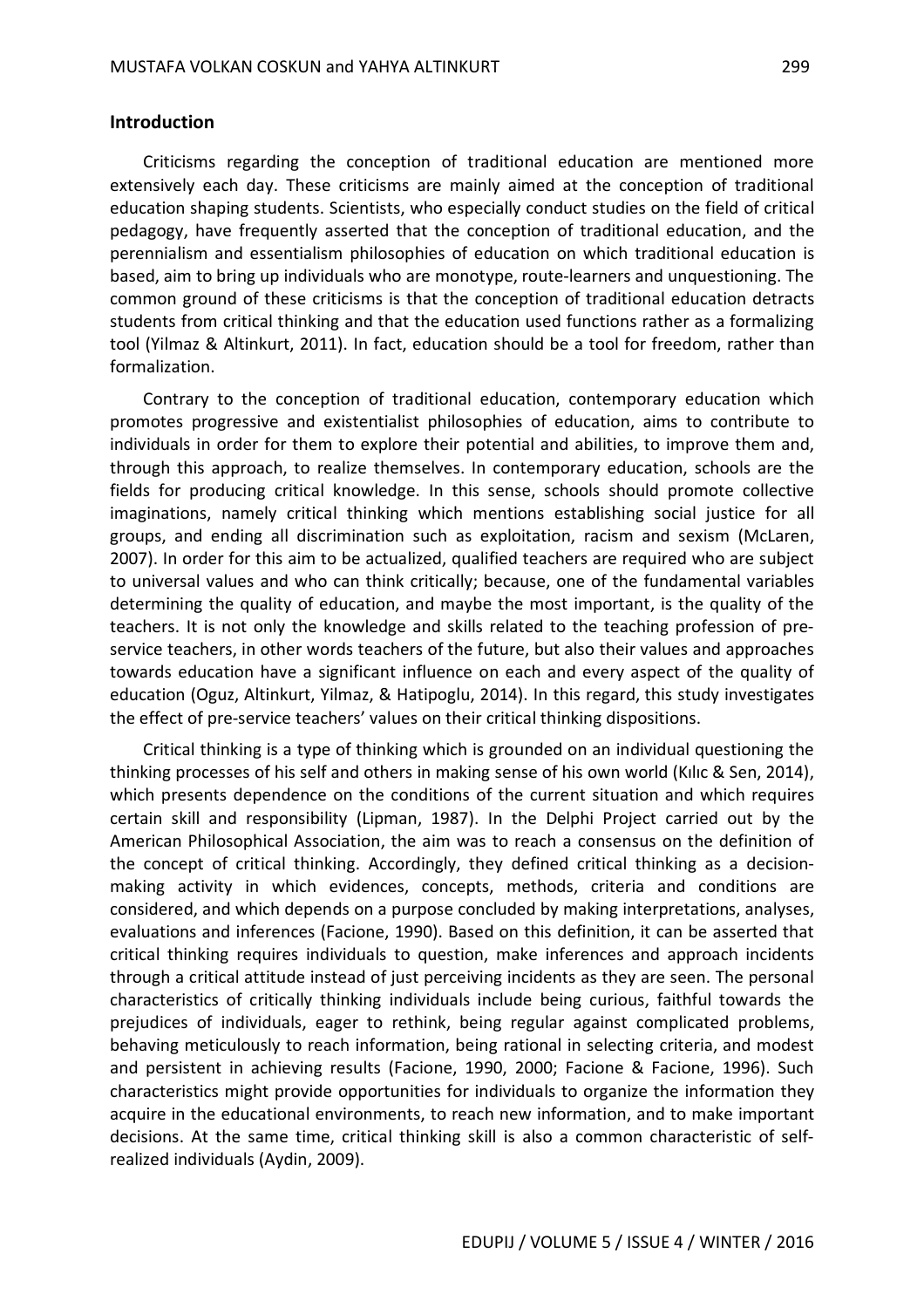## Introduction

Criticisms regarding the conception of traditional education are mentioned more extensively each day. These criticisms are mainly aimed at the conception of traditional education shaping students. Scientists, who especially conduct studies on the field of critical pedagogy, have frequently asserted that the conception of traditional education, and the perennialism and essentialism philosophies of education on which traditional education is based, aim to bring up individuals who are monotype, route-learners and unquestioning. The common ground of these criticisms is that the conception of traditional education detracts students from critical thinking and that the education used functions rather as a formalizing tool (Yilmaz & Altinkurt, 2011). In fact, education should be a tool for freedom, rather than formalization.

Contrary to the conception of traditional education, contemporary education which promotes progressive and existentialist philosophies of education, aims to contribute to individuals in order for them to explore their potential and abilities, to improve them and, through this approach, to realize themselves. In contemporary education, schools are the fields for producing critical knowledge. In this sense, schools should promote collective imaginations, namely critical thinking which mentions establishing social justice for all groups, and ending all discrimination such as exploitation, racism and sexism (McLaren, 2007). In order for this aim to be actualized, qualified teachers are required who are subject to universal values and who can think critically; because, one of the fundamental variables determining the quality of education, and maybe the most important, is the quality of the teachers. It is not only the knowledge and skills related to the teaching profession of pre-service teachers, in other words teachers of the future, but also their values and approaches towards education have a significant influence on each and every aspect of the quality of education (Oguz, Altinkurt, Yilmaz, & Hatipoglu, 2014). In this regard, this study investigates the effect of pre-service teachers' values on their critical thinking dispositions.

Critical thinking is a type of thinking which is grounded on an individual questioning the thinking processes of his self and others in making sense of his own world (Kılıc & Sen, 2014), which presents dependence on the conditions of the current situation and which requires certain skill and responsibility (Lipman, 1987). In the Delphi Project carried out by the American Philosophical Association, the aim was to reach a consensus on the definition of the concept of critical thinking. Accordingly, they defined critical thinking as a decision-making activity in which evidences, concepts, methods, criteria and conditions are considered, and which depends on a purpose concluded by making interpretations, analyses, evaluations and inferences (Facione, 1990). Based on this definition, it can be asserted that critical thinking requires individuals to question, make inferences and approach incidents through a critical attitude instead of just perceiving incidents as they are seen. The personal characteristics of critically thinking individuals include being curious, faithful towards the prejudices of individuals, eager to rethink, being regular against complicated problems, behaving meticulously to reach information, being rational in selecting criteria, and modest and persistent in achieving results (Facione, 1990, 2000; Facione & Facione, 1996). Such characteristics might provide opportunities for individuals to organize the information they acquire in the educational environments, to reach new information, and to make important decisions. At the same time, critical thinking skill is also a common characteristic of self-realized individuals (Aydin, 2009).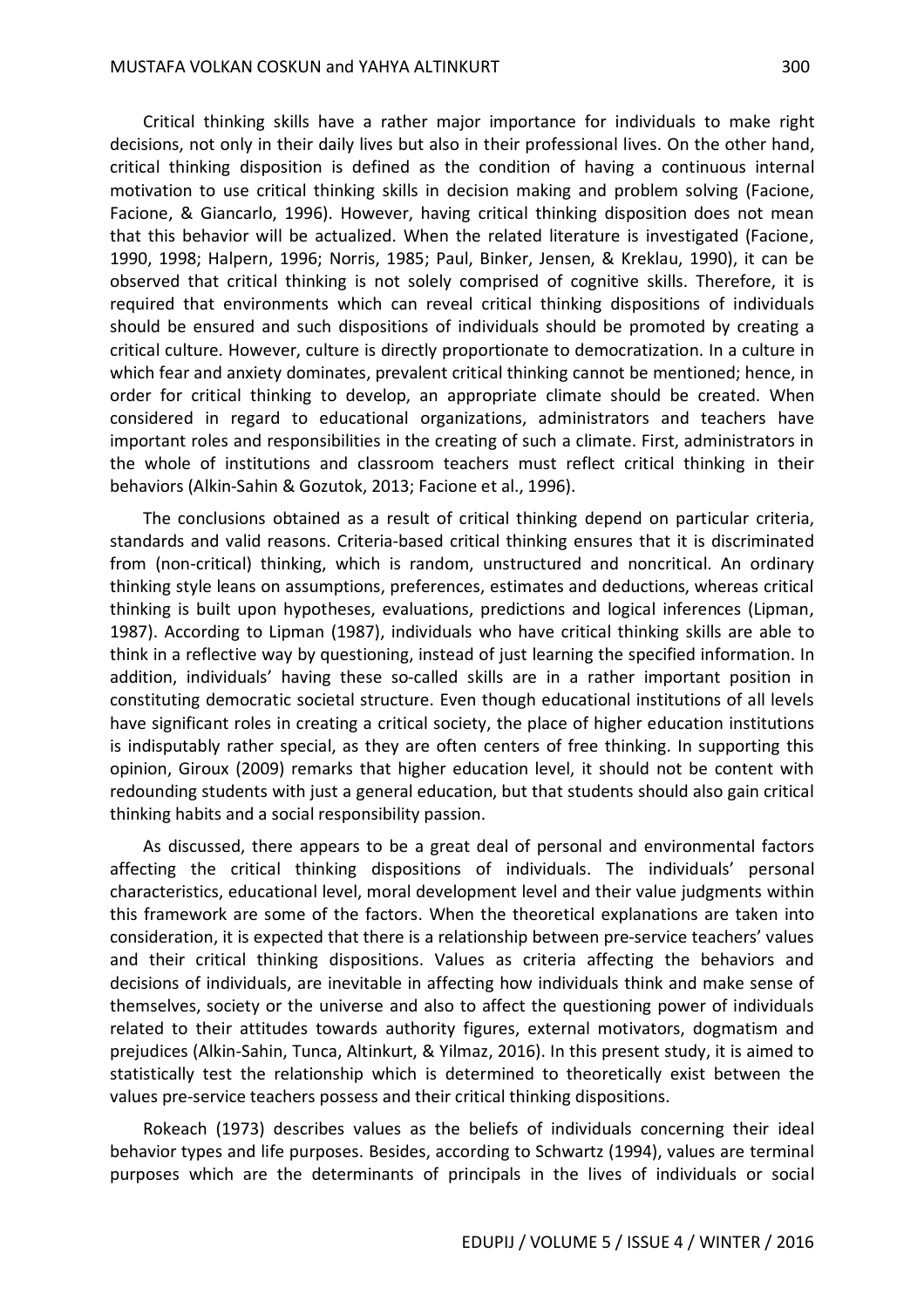Critical thinking skills have a rather major importance for individuals to make right decisions, not only in their daily lives but also in their professional lives. On the other hand, critical thinking disposition is defined as the condition of having a continuous internal motivation to use critical thinking skills in decision making and problem solving (Facione, Facione, & Giancarlo, 1996). However, having critical thinking disposition does not mean that this behavior will be actualized. When the related literature is investigated (Facione, 1990, 1998; Halpern, 1996; Norris, 1985; Paul, Binker, Jensen, & Kreklau, 1990), it can be observed that critical thinking is not solely comprised of cognitive skills. Therefore, it is required that environments which can reveal critical thinking dispositions of individuals should be ensured and such dispositions of individuals should be promoted by creating a critical culture. However, culture is directly proportionate to democratization. In a culture in which fear and anxiety dominates, prevalent critical thinking cannot be mentioned; hence, in order for critical thinking to develop, an appropriate climate should be created. When considered in regard to educational organizations, administrators and teachers have important roles and responsibilities in the creating of such a climate. First, administrators in the whole of institutions and classroom teachers must reflect critical thinking in their behaviors (Alkin-Sahin & Gozutok, 2013; Facione et al., 1996).

The conclusions obtained as a result of critical thinking depend on particular criteria, standards and valid reasons. Criteria-based critical thinking ensures that it is discriminated from (non-critical) thinking, which is random, unstructured and noncritical. An ordinary thinking style leans on assumptions, preferences, estimates and deductions, whereas critical thinking is built upon hypotheses, evaluations, predictions and logical inferences (Lipman, 1987). According to Lipman (1987), individuals who have critical thinking skills are able to think in a reflective way by questioning, instead of just learning the specified information. In addition, individuals' having these so-called skills are in a rather important position in constituting democratic societal structure. Even though educational institutions of all levels have significant roles in creating a critical society, the place of higher education institutions is indisputably rather special, as they are often centers of free thinking. In supporting this opinion, Giroux (2009) remarks that higher education level, it should not be content with redounding students with just a general education, but that students should also gain critical thinking habits and a social responsibility passion.

As discussed, there appears to be a great deal of personal and environmental factors affecting the critical thinking dispositions of individuals. The individuals' personal characteristics, educational level, moral development level and their value judgments within this framework are some of the factors. When the theoretical explanations are taken into consideration, it is expected that there is a relationship between pre-service teachers' values and their critical thinking dispositions. Values as criteria affecting the behaviors and decisions of individuals, are inevitable in affecting how individuals think and make sense of themselves, society or the universe and also to affect the questioning power of individuals related to their attitudes towards authority figures, external motivators, dogmatism and prejudices (Alkin-Sahin, Tunca, Altinkurt, & Yilmaz, 2016). In this present study, it is aimed to statistically test the relationship which is determined to theoretically exist between the values pre-service teachers possess and their critical thinking dispositions.

Rokeach (1973) describes values as the beliefs of individuals concerning their ideal behavior types and life purposes. Besides, according to Schwartz (1994), values are terminal purposes which are the determinants of principals in the lives of individuals or social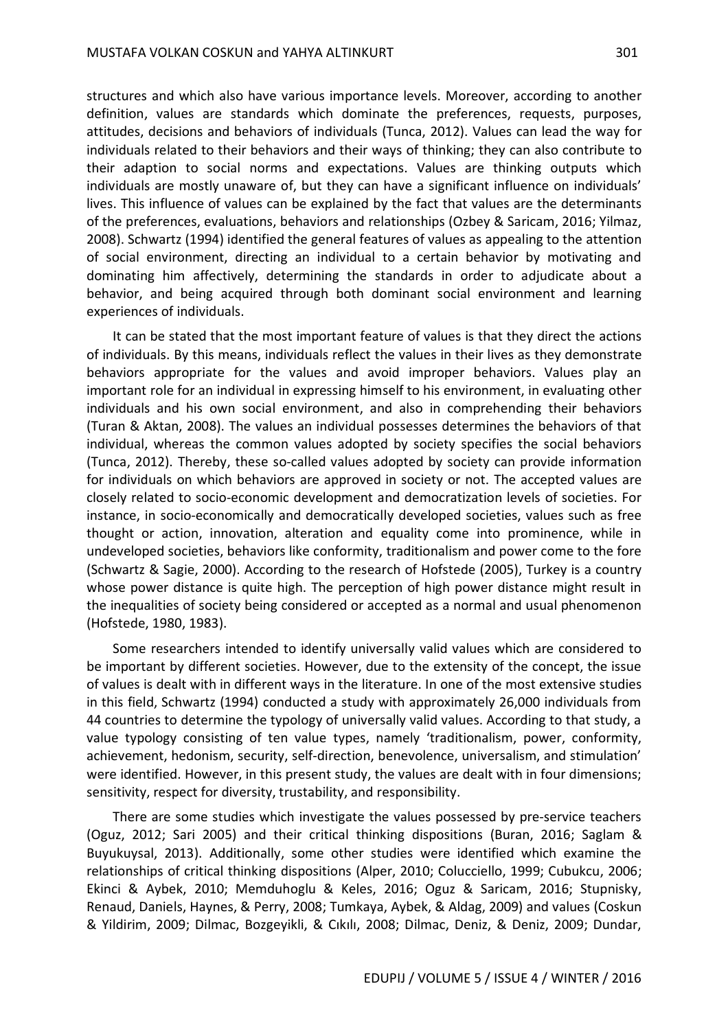structures and which also have various importance levels. Moreover, according to another definition, values are standards which dominate the preferences, requests, purposes, attitudes, decisions and behaviors of individuals (Tunca, 2012). Values can lead the way for individuals related to their behaviors and their ways of thinking; they can also contribute to their adaption to social norms and expectations. Values are thinking outputs which individuals are mostly unaware of, but they can have a significant influence on individuals' lives. This influence of values can be explained by the fact that values are the determinants of the preferences, evaluations, behaviors and relationships (Ozbey & Saricam, 2016; Yilmaz, 2008). Schwartz (1994) identified the general features of values as appealing to the attention of social environment, directing an individual to a certain behavior by motivating and dominating him affectively, determining the standards in order to adjudicate about a behavior, and being acquired through both dominant social environment and learning experiences of individuals.

It can be stated that the most important feature of values is that they direct the actions of individuals. By this means, individuals reflect the values in their lives as they demonstrate behaviors appropriate for the values and avoid improper behaviors. Values play an important role for an individual in expressing himself to his environment, in evaluating other individuals and his own social environment, and also in comprehending their behaviors (Turan & Aktan, 2008). The values an individual possesses determines the behaviors of that individual, whereas the common values adopted by society specifies the social behaviors (Tunca, 2012). Thereby, these so-called values adopted by society can provide information for individuals on which behaviors are approved in society or not. The accepted values are closely related to socio-economic development and democratization levels of societies. For instance, in socio-economically and democratically developed societies, values such as free thought or action, innovation, alteration and equality come into prominence, while in undeveloped societies, behaviors like conformity, traditionalism and power come to the fore (Schwartz & Sagie, 2000). According to the research of Hofstede (2005), Turkey is a country whose power distance is quite high. The perception of high power distance might result in the inequalities of society being considered or accepted as a normal and usual phenomenon (Hofstede, 1980, 1983).

Some researchers intended to identify universally valid values which are considered to be important by different societies. However, due to the extensity of the concept, the issue of values is dealt with in different ways in the literature. In one of the most extensive studies in this field, Schwartz (1994) conducted a study with approximately 26,000 individuals from 44 countries to determine the typology of universally valid values. According to that study, a value typology consisting of ten value types, namely 'traditionalism, power, conformity, achievement, hedonism, security, self-direction, benevolence, universalism, and stimulation' were identified. However, in this present study, the values are dealt with in four dimensions; sensitivity, respect for diversity, trustability, and responsibility.

There are some studies which investigate the values possessed by pre-service teachers (Oguz, 2012; Sari 2005) and their critical thinking dispositions (Buran, 2016; Saglam & Buyukuysal, 2013). Additionally, some other studies were identified which examine the relationships of critical thinking dispositions (Alper, 2010; Colucciello, 1999; Cubukcu, 2006; Ekinci & Aybek, 2010; Memduhoglu & Keles, 2016; Oguz & Saricam, 2016; Stupnisky, Renaud, Daniels, Haynes, & Perry, 2008; Tumkaya, Aybek, & Aldag, 2009) and values (Coskun & Yildirim, 2009; Dilmac, Bozgeyikli, & Cıkılı, 2008; Dilmac, Deniz, & Deniz, 2009; Dundar,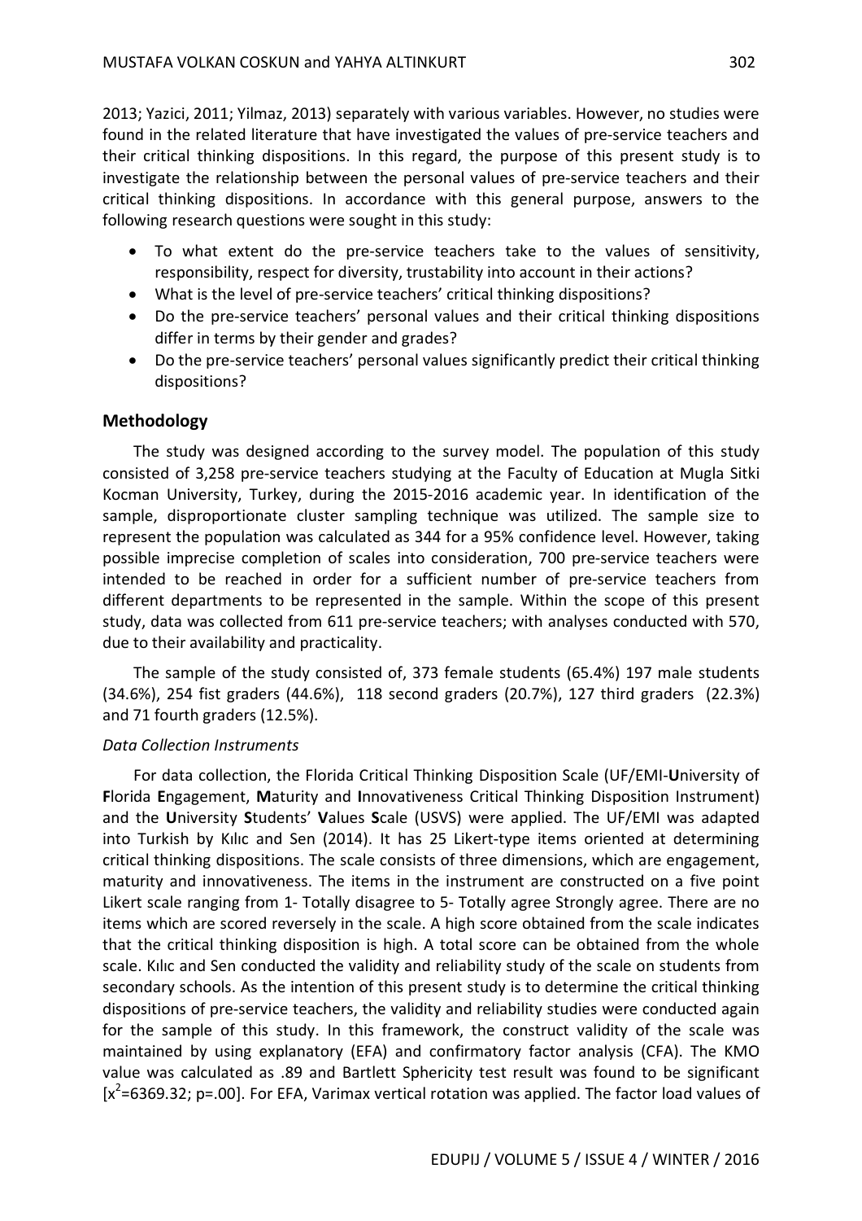2013; Yazici, 2011; Yilmaz, 2013) separately with various variables. However, no studies were found in the related literature that have investigated the values of pre-service teachers and their critical thinking dispositions. In this regard, the purpose of this present study is to investigate the relationship between the personal values of pre-service teachers and their critical thinking dispositions. In accordance with this general purpose, answers to the following research questions were sought in this study:

- To what extent do the pre-service teachers take to the values of sensitivity, responsibility, respect for diversity, trustability into account in their actions?
- What is the level of pre-service teachers' critical thinking dispositions?
- Do the pre-service teachers' personal values and their critical thinking dispositions differ in terms by their gender and grades?
- Do the pre-service teachers' personal values significantly predict their critical thinking dispositions?

## Methodology

The study was designed according to the survey model. The population of this study consisted of 3,258 pre-service teachers studying at the Faculty of Education at Mugla Sitki Kocman University, Turkey, during the 2015-2016 academic year. In identification of the sample, disproportionate cluster sampling technique was utilized. The sample size to represent the population was calculated as 344 for a 95% confidence level. However, taking possible imprecise completion of scales into consideration, 700 pre-service teachers were intended to be reached in order for a sufficient number of pre-service teachers from different departments to be represented in the sample. Within the scope of this present study, data was collected from 611 pre-service teachers; with analyses conducted with 570, due to their availability and practicality.

The sample of the study consisted of, 373 female students (65.4%) 197 male students (34.6%), 254 fist graders (44.6%), 118 second graders (20.7%), 127 third graders (22.3%) and 71 fourth graders (12.5%).

### *Data Collection Instruments*

For data collection, the Florida Critical Thinking Disposition Scale (UF/EMI-**U**niversity of **F**lorida **E**ngagement, **M**aturity and **I**nnovativeness Critical Thinking Disposition Instrument) and the **U**niversity **S**tudents' **V**alues **S**cale (USVS) were applied. The UF/EMI was adapted into Turkish by Kılıc and Sen (2014). It has 25 Likert-type items oriented at determining critical thinking dispositions. The scale consists of three dimensions, which are engagement, maturity and innovativeness. The items in the instrument are constructed on a five point Likert scale ranging from 1- Totally disagree to 5- Totally agree Strongly agree. There are no items which are scored reversely in the scale. A high score obtained from the scale indicates that the critical thinking disposition is high. A total score can be obtained from the whole scale. Kılıc and Sen conducted the validity and reliability study of the scale on students from secondary schools. As the intention of this present study is to determine the critical thinking dispositions of pre-service teachers, the validity and reliability studies were conducted again for the sample of this study. In this framework, the construct validity of the scale was maintained by using explanatory (EFA) and confirmatory factor analysis (CFA). The KMO value was calculated as .89 and Bartlett Sphericity test result was found to be significant [$x^2$=6369.32; p=.00]. For EFA, Varimax vertical rotation was applied. The factor load values of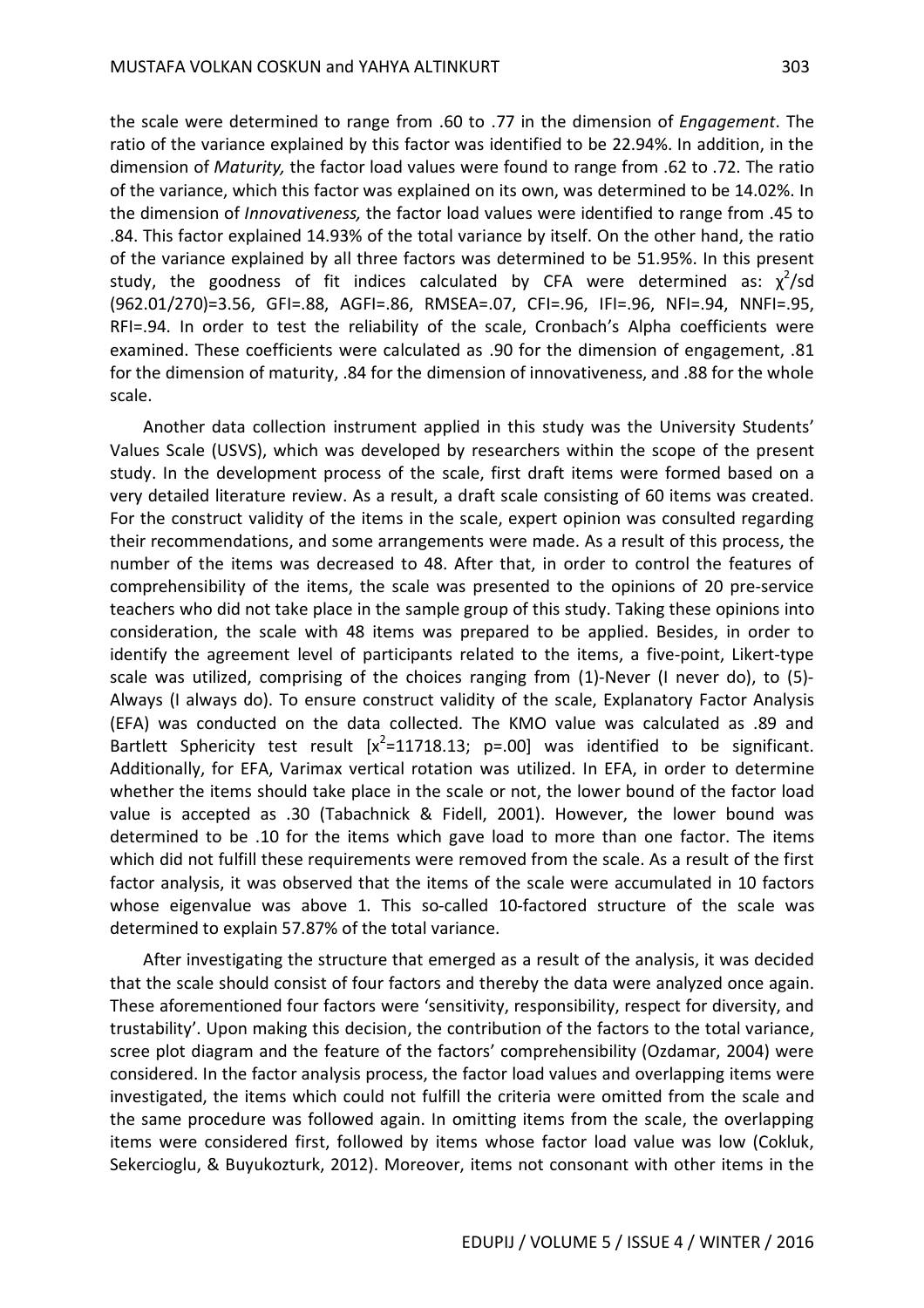the scale were determined to range from .60 to .77 in the dimension of *Engagement*. The ratio of the variance explained by this factor was identified to be 22.94%. In addition, in the dimension of *Maturity,* the factor load values were found to range from .62 to .72. The ratio of the variance, which this factor was explained on its own, was determined to be 14.02%. In the dimension of *Innovativeness,* the factor load values were identified to range from .45 to .84. This factor explained 14.93% of the total variance by itself. On the other hand, the ratio of the variance explained by all three factors was determined to be 51.95%. In this present study, the goodness of fit indices calculated by CFA were determined as: $\chi^2$/sd (962.01/270)=3.56, GFI=.88, AGFI=.86, RMSEA=.07, CFI=.96, IFI=.96, NFI=.94, NNFI=.95, RFI=.94. In order to test the reliability of the scale, Cronbach's Alpha coefficients were examined. These coefficients were calculated as .90 for the dimension of engagement, .81 for the dimension of maturity, .84 for the dimension of innovativeness, and .88 for the whole scale.

Another data collection instrument applied in this study was the University Students' Values Scale (USVS), which was developed by researchers within the scope of the present study. In the development process of the scale, first draft items were formed based on a very detailed literature review. As a result, a draft scale consisting of 60 items was created. For the construct validity of the items in the scale, expert opinion was consulted regarding their recommendations, and some arrangements were made. As a result of this process, the number of the items was decreased to 48. After that, in order to control the features of comprehensibility of the items, the scale was presented to the opinions of 20 pre-service teachers who did not take place in the sample group of this study. Taking these opinions into consideration, the scale with 48 items was prepared to be applied. Besides, in order to identify the agreement level of participants related to the items, a five-point, Likert-type scale was utilized, comprising of the choices ranging from (1)-Never (I never do), to (5)-Always (I always do). To ensure construct validity of the scale, Explanatory Factor Analysis (EFA) was conducted on the data collected. The KMO value was calculated as .89 and Bartlett Sphericity test result [$x^2$=11718.13; p=.00] was identified to be significant. Additionally, for EFA, Varimax vertical rotation was utilized. In EFA, in order to determine whether the items should take place in the scale or not, the lower bound of the factor load value is accepted as .30 (Tabachnick & Fidell, 2001). However, the lower bound was determined to be .10 for the items which gave load to more than one factor. The items which did not fulfill these requirements were removed from the scale. As a result of the first factor analysis, it was observed that the items of the scale were accumulated in 10 factors whose eigenvalue was above 1. This so-called 10-factored structure of the scale was determined to explain 57.87% of the total variance.

After investigating the structure that emerged as a result of the analysis, it was decided that the scale should consist of four factors and thereby the data were analyzed once again. These aforementioned four factors were 'sensitivity, responsibility, respect for diversity, and trustability'. Upon making this decision, the contribution of the factors to the total variance, scree plot diagram and the feature of the factors' comprehensibility (Ozdamar, 2004) were considered. In the factor analysis process, the factor load values and overlapping items were investigated, the items which could not fulfill the criteria were omitted from the scale and the same procedure was followed again. In omitting items from the scale, the overlapping items were considered first, followed by items whose factor load value was low (Cokluk, Sekercioglu, & Buyukozturk, 2012). Moreover, items not consonant with other items in the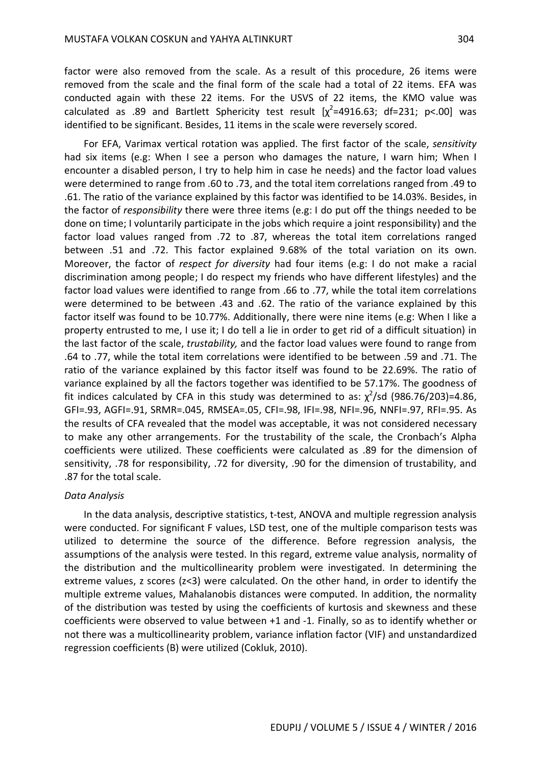factor were also removed from the scale. As a result of this procedure, 26 items were removed from the scale and the final form of the scale had a total of 22 items. EFA was conducted again with these 22 items. For the USVS of 22 items, the KMO value was calculated as .89 and Bartlett Sphericity test result [$\chi^2$=4916.63; df=231; p<.00] was identified to be significant. Besides, 11 items in the scale were reversely scored.

For EFA, Varimax vertical rotation was applied. The first factor of the scale, *sensitivity* had six items (e.g: When I see a person who damages the nature, I warn him; When I encounter a disabled person, I try to help him in case he needs) and the factor load values were determined to range from .60 to .73, and the total item correlations ranged from .49 to .61. The ratio of the variance explained by this factor was identified to be 14.03%. Besides, in the factor of *responsibility* there were three items (e.g: I do put off the things needed to be done on time; I voluntarily participate in the jobs which require a joint responsibility) and the factor load values ranged from .72 to .87, whereas the total item correlations ranged between .51 and .72. This factor explained 9.68% of the total variation on its own. Moreover, the factor of *respect for diversity* had four items (e.g: I do not make a racial discrimination among people; I do respect my friends who have different lifestyles) and the factor load values were identified to range from .66 to .77, while the total item correlations were determined to be between .43 and .62. The ratio of the variance explained by this factor itself was found to be 10.77%. Additionally, there were nine items (e.g: When I like a property entrusted to me, I use it; I do tell a lie in order to get rid of a difficult situation) in the last factor of the scale, *trustability,* and the factor load values were found to range from .64 to .77, while the total item correlations were identified to be between .59 and .71. The ratio of the variance explained by this factor itself was found to be 22.69%. The ratio of variance explained by all the factors together was identified to be 57.17%. The goodness of fit indices calculated by CFA in this study was determined to as: $\chi^2$/sd (986.76/203)=4.86, GFI=.93, AGFI=.91, SRMR=.045, RMSEA=.05, CFI=.98, IFI=.98, NFI=.96, NNFI=.97, RFI=.95. As the results of CFA revealed that the model was acceptable, it was not considered necessary to make any other arrangements. For the trustability of the scale, the Cronbach's Alpha coefficients were utilized. These coefficients were calculated as .89 for the dimension of sensitivity, .78 for responsibility, .72 for diversity, .90 for the dimension of trustability, and .87 for the total scale.

### *Data Analysis*

In the data analysis, descriptive statistics, t-test, ANOVA and multiple regression analysis were conducted. For significant F values, LSD test, one of the multiple comparison tests was utilized to determine the source of the difference. Before regression analysis, the assumptions of the analysis were tested. In this regard, extreme value analysis, normality of the distribution and the multicollinearity problem were investigated. In determining the extreme values, z scores (z<3) were calculated. On the other hand, in order to identify the multiple extreme values, Mahalanobis distances were computed. In addition, the normality of the distribution was tested by using the coefficients of kurtosis and skewness and these coefficients were observed to value between +1 and -1. Finally, so as to identify whether or not there was a multicollinearity problem, variance inflation factor (VIF) and unstandardized regression coefficients (B) were utilized (Cokluk, 2010).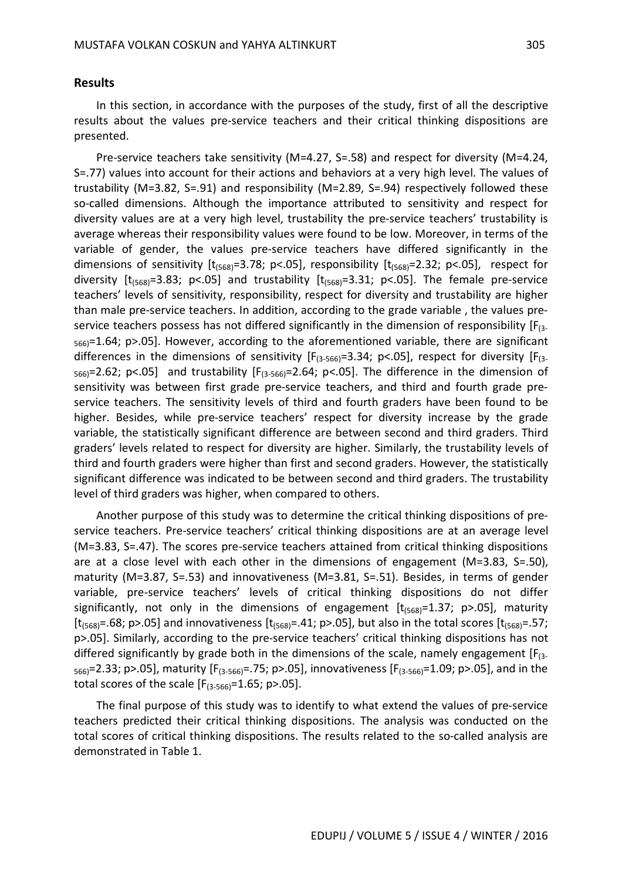## Results

In this section, in accordance with the purposes of the study, first of all the descriptive results about the values pre-service teachers and their critical thinking dispositions are presented.

Pre-service teachers take sensitivity (M=4.27, S=.58) and respect for diversity (M=4.24, S=.77) values into account for their actions and behaviors at a very high level. The values of trustability (M=3.82, S=.91) and responsibility (M=2.89, S=.94) respectively followed these so-called dimensions. Although the importance attributed to sensitivity and respect for diversity values are at a very high level, trustability the pre-service teachers' trustability is average whereas their responsibility values were found to be low. Moreover, in terms of the variable of gender, the values pre-service teachers have differed significantly in the dimensions of sensitivity [$t_{(568)}$=3.78; p<.05], responsibility [$t_{(568)}$=2.32; p<.05], respect for diversity [$t_{(568)}$=3.83; p<.05] and trustability [$t_{(568)}$=3.31; p<.05]. The female pre-service teachers' levels of sensitivity, responsibility, respect for diversity and trustability are higher than male pre-service teachers. In addition, according to the grade variable , the values pre-service teachers possess has not differed significantly in the dimension of responsibility [$F_{(3-566)}$=1.64; p>.05]. However, according to the aforementioned variable, there are significant differences in the dimensions of sensitivity [$F_{(3-566)}$=3.34; p<.05], respect for diversity [$F_{(3-566)}$=2.62; p<.05] and trustability [$F_{(3-566)}$=2.64; p<.05]. The difference in the dimension of sensitivity was between first grade pre-service teachers, and third and fourth grade pre-service teachers. The sensitivity levels of third and fourth graders have been found to be higher. Besides, while pre-service teachers' respect for diversity increase by the grade variable, the statistically significant difference are between second and third graders. Third graders' levels related to respect for diversity are higher. Similarly, the trustability levels of third and fourth graders were higher than first and second graders. However, the statistically significant difference was indicated to be between second and third graders. The trustability level of third graders was higher, when compared to others.

Another purpose of this study was to determine the critical thinking dispositions of pre-service teachers. Pre-service teachers' critical thinking dispositions are at an average level (M=3.83, S=.47). The scores pre-service teachers attained from critical thinking dispositions are at a close level with each other in the dimensions of engagement (M=3.83, S=.50), maturity (M=3.87, S=.53) and innovativeness (M=3.81, S=.51). Besides, in terms of gender variable, pre-service teachers' levels of critical thinking dispositions do not differ significantly, not only in the dimensions of engagement [$t_{(568)}$=1.37; p>.05], maturity [$t_{(568)}$=.68; p>.05] and innovativeness [$t_{(568)}$=.41; p>.05], but also in the total scores [$t_{(568)}$=.57; p>.05]. Similarly, according to the pre-service teachers' critical thinking dispositions has not differed significantly by grade both in the dimensions of the scale, namely engagement [$F_{(3-566)}$=2.33; p>.05], maturity [$F_{(3-566)}$=.75; p>.05], innovativeness [$F_{(3-566)}$=1.09; p>.05], and in the total scores of the scale [$F_{(3-566)}$=1.65; p>.05].

The final purpose of this study was to identify to what extend the values of pre-service teachers predicted their critical thinking dispositions. The analysis was conducted on the total scores of critical thinking dispositions. The results related to the so-called analysis are demonstrated in Table 1.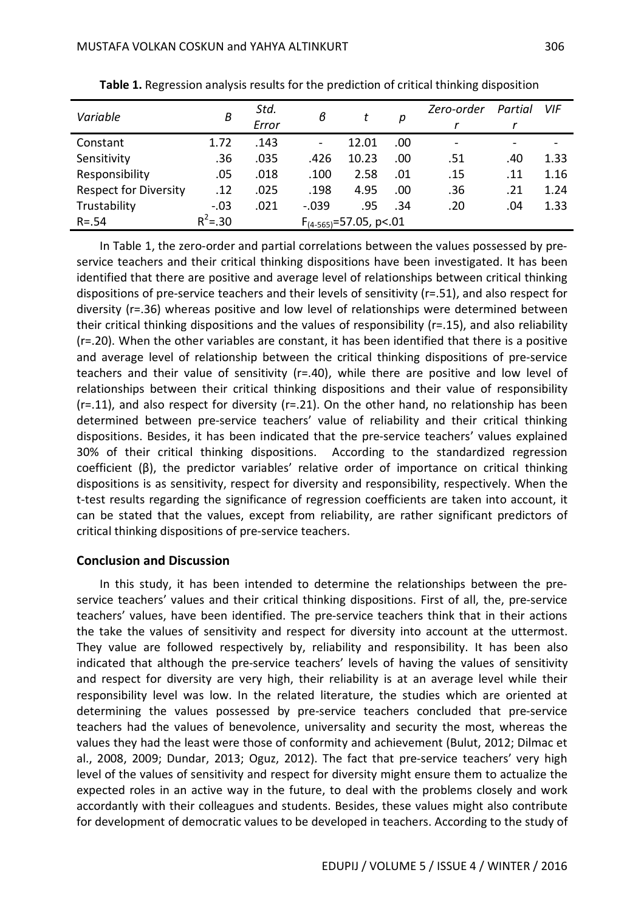**Table 1.** Regression analysis results for the prediction of critical thinking disposition

| Variable | B | Std. Error | β | t | p | Zero-order r | Partial r | VIF |
|---|---|---|---|---|---|---|---|---|
| Constant | 1.72 | .143 | - | 12.01 | .00 | - | - | - |
| Sensitivity | .36 | .035 | .426 | 10.23 | .00 | .51 | .40 | 1.33 |
| Responsibility | .05 | .018 | .100 | 2.58 | .01 | .15 | .11 | 1.16 |
| Respect for Diversity | .12 | .025 | .198 | 4.95 | .00 | .36 | .21 | 1.24 |
| Trustability | -.03 | .021 | -.039 | .95 | .34 | .20 | .04 | 1.33 |
| R=.54 | $R^2$=.30 | | $F_{(4\text{-}565)}$=57.05, p<.01 | | | | | |

In Table 1, the zero-order and partial correlations between the values possessed by pre-service teachers and their critical thinking dispositions have been investigated. It has been identified that there are positive and average level of relationships between critical thinking dispositions of pre-service teachers and their levels of sensitivity (r=.51), and also respect for diversity (r=.36) whereas positive and low level of relationships were determined between their critical thinking dispositions and the values of responsibility (r=.15), and also reliability (r=.20). When the other variables are constant, it has been identified that there is a positive and average level of relationship between the critical thinking dispositions of pre-service teachers and their value of sensitivity (r=.40), while there are positive and low level of relationships between their critical thinking dispositions and their value of responsibility (r=.11), and also respect for diversity (r=.21). On the other hand, no relationship has been determined between pre-service teachers' value of reliability and their critical thinking dispositions. Besides, it has been indicated that the pre-service teachers' values explained 30% of their critical thinking dispositions. According to the standardized regression coefficient (β), the predictor variables' relative order of importance on critical thinking dispositions is as sensitivity, respect for diversity and responsibility, respectively. When the t-test results regarding the significance of regression coefficients are taken into account, it can be stated that the values, except from reliability, are rather significant predictors of critical thinking dispositions of pre-service teachers.

## Conclusion and Discussion

In this study, it has been intended to determine the relationships between the pre-service teachers' values and their critical thinking dispositions. First of all, the, pre-service teachers' values, have been identified. The pre-service teachers think that in their actions the take the values of sensitivity and respect for diversity into account at the uttermost. They value are followed respectively by, reliability and responsibility. It has been also indicated that although the pre-service teachers' levels of having the values of sensitivity and respect for diversity are very high, their reliability is at an average level while their responsibility level was low. In the related literature, the studies which are oriented at determining the values possessed by pre-service teachers concluded that pre-service teachers had the values of benevolence, universality and security the most, whereas the values they had the least were those of conformity and achievement (Bulut, 2012; Dilmac et al., 2008, 2009; Dundar, 2013; Oguz, 2012). The fact that pre-service teachers' very high level of the values of sensitivity and respect for diversity might ensure them to actualize the expected roles in an active way in the future, to deal with the problems closely and work accordantly with their colleagues and students. Besides, these values might also contribute for development of democratic values to be developed in teachers. According to the study of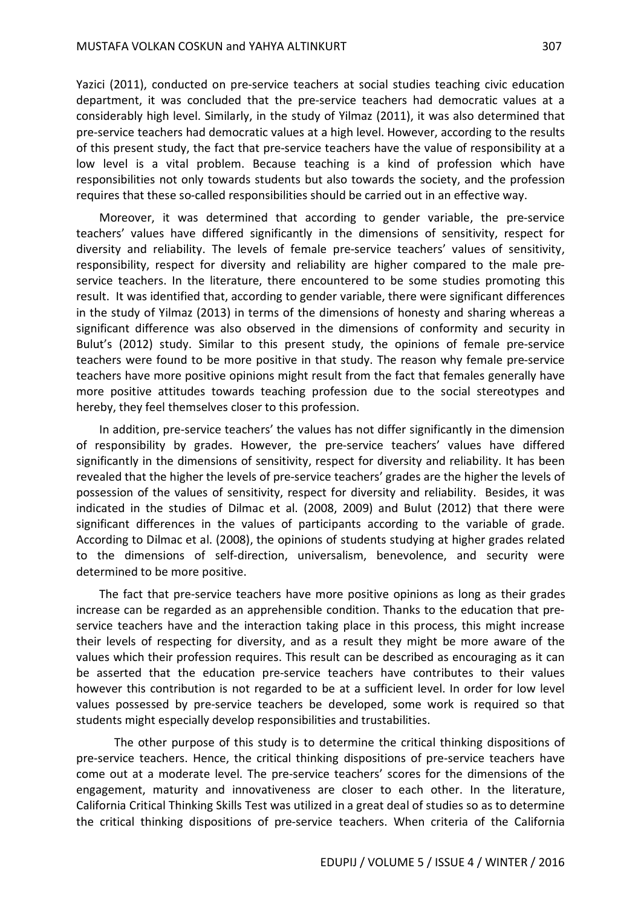Yazici (2011), conducted on pre-service teachers at social studies teaching civic education department, it was concluded that the pre-service teachers had democratic values at a considerably high level. Similarly, in the study of Yilmaz (2011), it was also determined that pre-service teachers had democratic values at a high level. However, according to the results of this present study, the fact that pre-service teachers have the value of responsibility at a low level is a vital problem. Because teaching is a kind of profession which have responsibilities not only towards students but also towards the society, and the profession requires that these so-called responsibilities should be carried out in an effective way.

Moreover, it was determined that according to gender variable, the pre-service teachers' values have differed significantly in the dimensions of sensitivity, respect for diversity and reliability. The levels of female pre-service teachers' values of sensitivity, responsibility, respect for diversity and reliability are higher compared to the male pre-service teachers. In the literature, there encountered to be some studies promoting this result. It was identified that, according to gender variable, there were significant differences in the study of Yilmaz (2013) in terms of the dimensions of honesty and sharing whereas a significant difference was also observed in the dimensions of conformity and security in Bulut's (2012) study. Similar to this present study, the opinions of female pre-service teachers were found to be more positive in that study. The reason why female pre-service teachers have more positive opinions might result from the fact that females generally have more positive attitudes towards teaching profession due to the social stereotypes and hereby, they feel themselves closer to this profession.

In addition, pre-service teachers' the values has not differ significantly in the dimension of responsibility by grades. However, the pre-service teachers' values have differed significantly in the dimensions of sensitivity, respect for diversity and reliability. It has been revealed that the higher the levels of pre-service teachers' grades are the higher the levels of possession of the values of sensitivity, respect for diversity and reliability. Besides, it was indicated in the studies of Dilmac et al. (2008, 2009) and Bulut (2012) that there were significant differences in the values of participants according to the variable of grade. According to Dilmac et al. (2008), the opinions of students studying at higher grades related to the dimensions of self-direction, universalism, benevolence, and security were determined to be more positive.

The fact that pre-service teachers have more positive opinions as long as their grades increase can be regarded as an apprehensible condition. Thanks to the education that pre-service teachers have and the interaction taking place in this process, this might increase their levels of respecting for diversity, and as a result they might be more aware of the values which their profession requires. This result can be described as encouraging as it can be asserted that the education pre-service teachers have contributes to their values however this contribution is not regarded to be at a sufficient level. In order for low level values possessed by pre-service teachers be developed, some work is required so that students might especially develop responsibilities and trustabilities.

The other purpose of this study is to determine the critical thinking dispositions of pre-service teachers. Hence, the critical thinking dispositions of pre-service teachers have come out at a moderate level. The pre-service teachers' scores for the dimensions of the engagement, maturity and innovativeness are closer to each other. In the literature, California Critical Thinking Skills Test was utilized in a great deal of studies so as to determine the critical thinking dispositions of pre-service teachers. When criteria of the California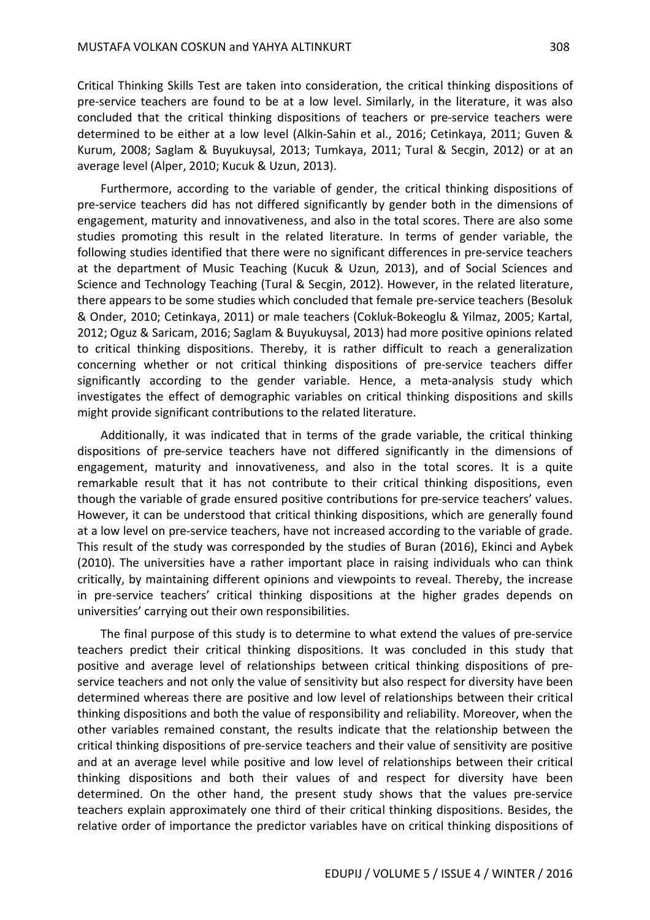Critical Thinking Skills Test are taken into consideration, the critical thinking dispositions of pre-service teachers are found to be at a low level. Similarly, in the literature, it was also concluded that the critical thinking dispositions of teachers or pre-service teachers were determined to be either at a low level (Alkin-Sahin et al., 2016; Cetinkaya, 2011; Guven & Kurum, 2008; Saglam & Buyukuysal, 2013; Tumkaya, 2011; Tural & Secgin, 2012) or at an average level (Alper, 2010; Kucuk & Uzun, 2013).

Furthermore, according to the variable of gender, the critical thinking dispositions of pre-service teachers did has not differed significantly by gender both in the dimensions of engagement, maturity and innovativeness, and also in the total scores. There are also some studies promoting this result in the related literature. In terms of gender variable, the following studies identified that there were no significant differences in pre-service teachers at the department of Music Teaching (Kucuk & Uzun, 2013), and of Social Sciences and Science and Technology Teaching (Tural & Secgin, 2012). However, in the related literature, there appears to be some studies which concluded that female pre-service teachers (Besoluk & Onder, 2010; Cetinkaya, 2011) or male teachers (Cokluk-Bokeoglu & Yilmaz, 2005; Kartal, 2012; Oguz & Saricam, 2016; Saglam & Buyukuysal, 2013) had more positive opinions related to critical thinking dispositions. Thereby, it is rather difficult to reach a generalization concerning whether or not critical thinking dispositions of pre-service teachers differ significantly according to the gender variable. Hence, a meta-analysis study which investigates the effect of demographic variables on critical thinking dispositions and skills might provide significant contributions to the related literature.

Additionally, it was indicated that in terms of the grade variable, the critical thinking dispositions of pre-service teachers have not differed significantly in the dimensions of engagement, maturity and innovativeness, and also in the total scores. It is a quite remarkable result that it has not contribute to their critical thinking dispositions, even though the variable of grade ensured positive contributions for pre-service teachers' values. However, it can be understood that critical thinking dispositions, which are generally found at a low level on pre-service teachers, have not increased according to the variable of grade. This result of the study was corresponded by the studies of Buran (2016), Ekinci and Aybek (2010). The universities have a rather important place in raising individuals who can think critically, by maintaining different opinions and viewpoints to reveal. Thereby, the increase in pre-service teachers' critical thinking dispositions at the higher grades depends on universities' carrying out their own responsibilities.

The final purpose of this study is to determine to what extend the values of pre-service teachers predict their critical thinking dispositions. It was concluded in this study that positive and average level of relationships between critical thinking dispositions of pre-service teachers and not only the value of sensitivity but also respect for diversity have been determined whereas there are positive and low level of relationships between their critical thinking dispositions and both the value of responsibility and reliability. Moreover, when the other variables remained constant, the results indicate that the relationship between the critical thinking dispositions of pre-service teachers and their value of sensitivity are positive and at an average level while positive and low level of relationships between their critical thinking dispositions and both their values of and respect for diversity have been determined. On the other hand, the present study shows that the values pre-service teachers explain approximately one third of their critical thinking dispositions. Besides, the relative order of importance the predictor variables have on critical thinking dispositions of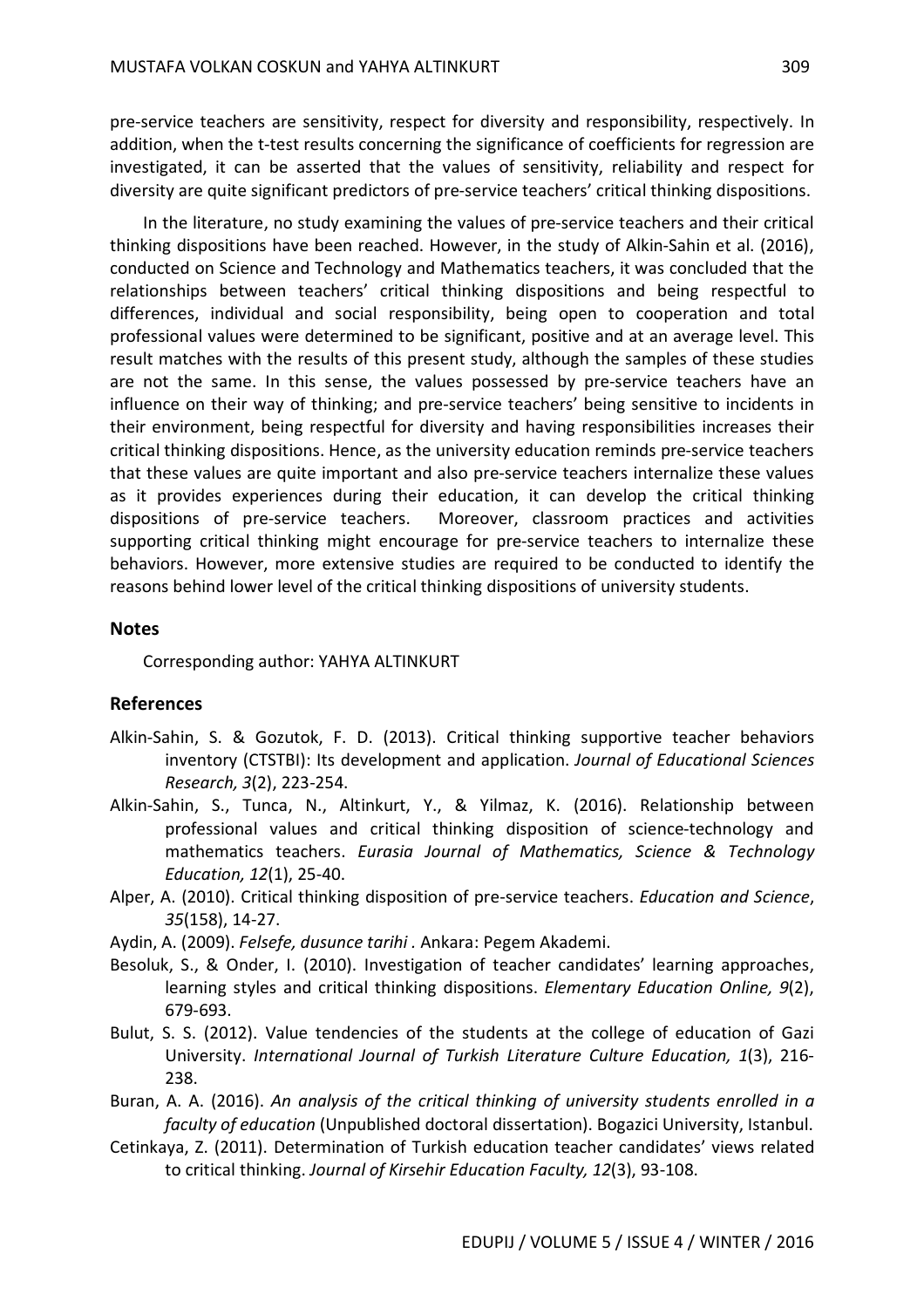pre-service teachers are sensitivity, respect for diversity and responsibility, respectively. In addition, when the t-test results concerning the significance of coefficients for regression are investigated, it can be asserted that the values of sensitivity, reliability and respect for diversity are quite significant predictors of pre-service teachers' critical thinking dispositions.

In the literature, no study examining the values of pre-service teachers and their critical thinking dispositions have been reached. However, in the study of Alkin-Sahin et al. (2016), conducted on Science and Technology and Mathematics teachers, it was concluded that the relationships between teachers' critical thinking dispositions and being respectful to differences, individual and social responsibility, being open to cooperation and total professional values were determined to be significant, positive and at an average level. This result matches with the results of this present study, although the samples of these studies are not the same. In this sense, the values possessed by pre-service teachers have an influence on their way of thinking; and pre-service teachers' being sensitive to incidents in their environment, being respectful for diversity and having responsibilities increases their critical thinking dispositions. Hence, as the university education reminds pre-service teachers that these values are quite important and also pre-service teachers internalize these values as it provides experiences during their education, it can develop the critical thinking dispositions of pre-service teachers. Moreover, classroom practices and activities supporting critical thinking might encourage for pre-service teachers to internalize these behaviors. However, more extensive studies are required to be conducted to identify the reasons behind lower level of the critical thinking dispositions of university students.

## Notes

Corresponding author: YAHYA ALTINKURT

## References

Alkin-Sahin, S. & Gozutok, F. D. (2013). Critical thinking supportive teacher behaviors inventory (CTSTBI): Its development and application. *Journal of Educational Sciences Research, 3*(2), 223-254.

Alkin-Sahin, S., Tunca, N., Altinkurt, Y., & Yilmaz, K. (2016). Relationship between professional values and critical thinking disposition of science-technology and mathematics teachers. *Eurasia Journal of Mathematics, Science & Technology Education, 12*(1), 25-40.

Alper, A. (2010). Critical thinking disposition of pre-service teachers. *Education and Science*, *35*(158), 14-27.

Aydin, A. (2009). *Felsefe, dusunce tarihi* . Ankara: Pegem Akademi.

Besoluk, S., & Onder, I. (2010). Investigation of teacher candidates' learning approaches, learning styles and critical thinking dispositions. *Elementary Education Online, 9*(2), 679-693.

Bulut, S. S. (2012). Value tendencies of the students at the college of education of Gazi University. *International Journal of Turkish Literature Culture Education, 1*(3), 216-238.

Buran, A. A. (2016). *An analysis of the critical thinking of university students enrolled in a faculty of education* (Unpublished doctoral dissertation). Bogazici University, Istanbul.

Cetinkaya, Z. (2011). Determination of Turkish education teacher candidates' views related to critical thinking. *Journal of Kirsehir Education Faculty, 12*(3), 93-108.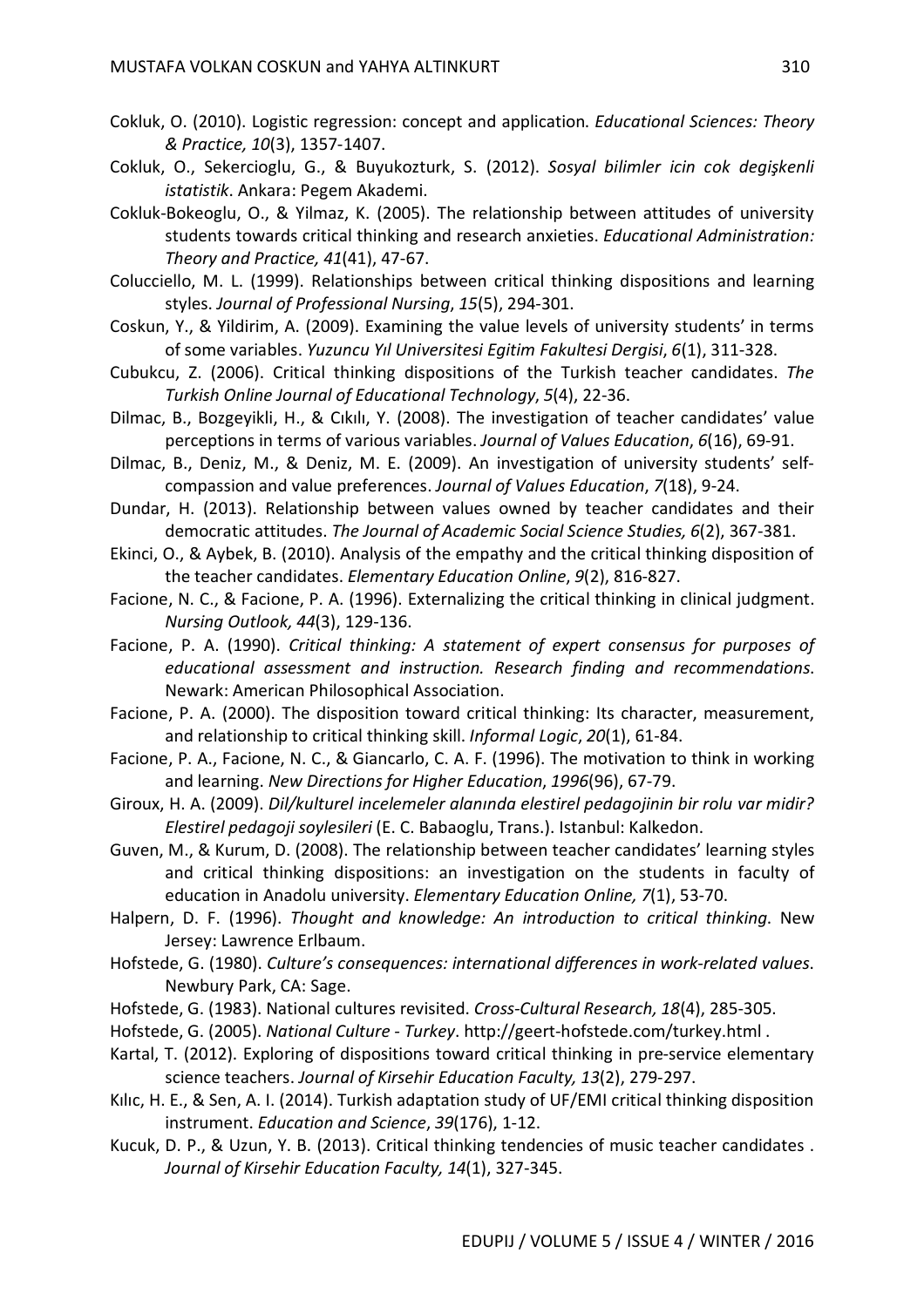Cokluk, O. (2010). Logistic regression: concept and application. *Educational Sciences: Theory & Practice, 10*(3), 1357-1407.

Cokluk, O., Sekercioglu, G., & Buyukozturk, S. (2012). *Sosyal bilimler icin cok degişkenli istatistik*. Ankara: Pegem Akademi.

Cokluk-Bokeoglu, O., & Yilmaz, K. (2005). The relationship between attitudes of university students towards critical thinking and research anxieties. *Educational Administration: Theory and Practice, 41*(41), 47-67.

Colucciello, M. L. (1999). Relationships between critical thinking dispositions and learning styles. *Journal of Professional Nursing*, *15*(5), 294-301.

Coskun, Y., & Yildirim, A. (2009). Examining the value levels of university students' in terms of some variables. *Yuzuncu Yıl Universitesi Egitim Fakultesi Dergisi*, *6*(1), 311-328.

Cubukcu, Z. (2006). Critical thinking dispositions of the Turkish teacher candidates. *The Turkish Online Journal of Educational Technology*, *5*(4), 22-36.

Dilmac, B., Bozgeyikli, H., & Cıkılı, Y. (2008). The investigation of teacher candidates' value perceptions in terms of various variables. *Journal of Values Education*, *6*(16), 69-91.

Dilmac, B., Deniz, M., & Deniz, M. E. (2009). An investigation of university students' self-compassion and value preferences. *Journal of Values Education*, *7*(18), 9-24.

Dundar, H. (2013). Relationship between values owned by teacher candidates and their democratic attitudes. *The Journal of Academic Social Science Studies, 6*(2), 367-381.

Ekinci, O., & Aybek, B. (2010). Analysis of the empathy and the critical thinking disposition of the teacher candidates. *Elementary Education Online*, *9*(2), 816-827.

Facione, N. C., & Facione, P. A. (1996). Externalizing the critical thinking in clinical judgment. *Nursing Outlook, 44*(3), 129-136.

Facione, P. A. (1990). *Critical thinking: A statement of expert consensus for purposes of educational assessment and instruction. Research finding and recommendations.* Newark: American Philosophical Association.

Facione, P. A. (2000). The disposition toward critical thinking: Its character, measurement, and relationship to critical thinking skill. *Informal Logic*, *20*(1), 61-84.

Facione, P. A., Facione, N. C., & Giancarlo, C. A. F. (1996). The motivation to think in working and learning. *New Directions for Higher Education*, *1996*(96), 67-79.

Giroux, H. A. (2009). *Dil/kulturel incelemeler alanında elestirel pedagojinin bir rolu var midir? Elestirel pedagoji soylesileri* (E. C. Babaoglu, Trans.). Istanbul: Kalkedon.

Guven, M., & Kurum, D. (2008). The relationship between teacher candidates' learning styles and critical thinking dispositions: an investigation on the students in faculty of education in Anadolu university. *Elementary Education Online, 7*(1), 53-70.

Halpern, D. F. (1996). *Thought and knowledge: An introduction to critical thinking*. New Jersey: Lawrence Erlbaum.

Hofstede, G. (1980). *Culture's consequences: international differences in work-related values*. Newbury Park, CA: Sage.

Hofstede, G. (1983). National cultures revisited. *Cross-Cultural Research, 18*(4), 285-305.

Hofstede, G. (2005). *National Culture - Turkey*. http://geert-hofstede.com/turkey.html .

Kartal, T. (2012). Exploring of dispositions toward critical thinking in pre-service elementary science teachers. *Journal of Kirsehir Education Faculty, 13*(2), 279-297.

Kılıc, H. E., & Sen, A. I. (2014). Turkish adaptation study of UF/EMI critical thinking disposition instrument. *Education and Science*, *39*(176), 1-12.

Kucuk, D. P., & Uzun, Y. B. (2013). Critical thinking tendencies of music teacher candidates . *Journal of Kirsehir Education Faculty, 14*(1), 327-345.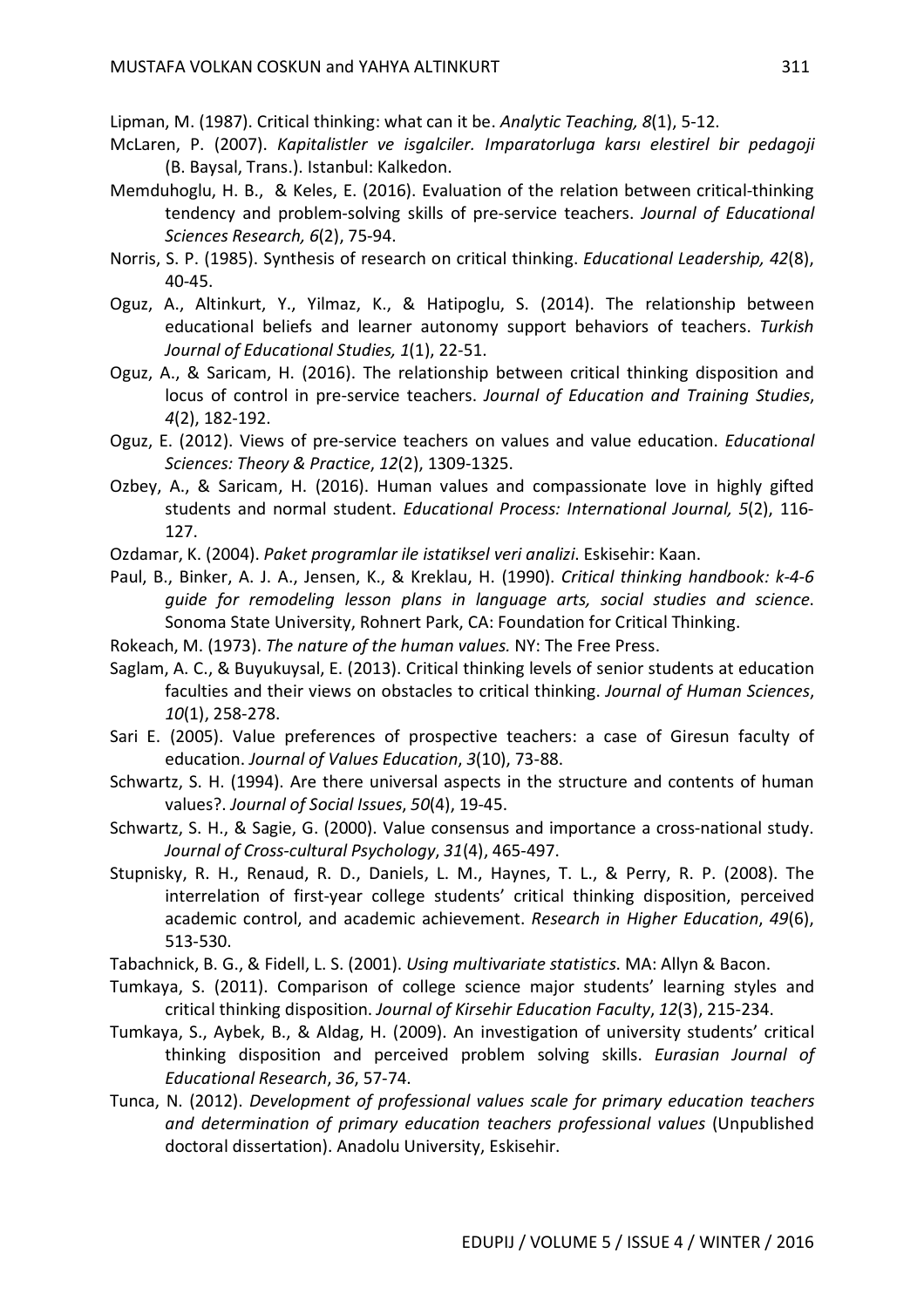Lipman, M. (1987). Critical thinking: what can it be. *Analytic Teaching, 8*(1), 5-12.

McLaren, P. (2007). *Kapitalistler ve isgalciler. Imparatorluga karsı elestirel bir pedagoji* (B. Baysal, Trans.). Istanbul: Kalkedon.

Memduhoglu, H. B., & Keles, E. (2016). Evaluation of the relation between critical-thinking tendency and problem-solving skills of pre-service teachers. *Journal of Educational Sciences Research, 6*(2), 75-94.

Norris, S. P. (1985). Synthesis of research on critical thinking. *Educational Leadership, 42*(8), 40-45.

Oguz, A., Altinkurt, Y., Yilmaz, K., & Hatipoglu, S. (2014). The relationship between educational beliefs and learner autonomy support behaviors of teachers. *Turkish Journal of Educational Studies, 1*(1), 22-51.

Oguz, A., & Saricam, H. (2016). The relationship between critical thinking disposition and locus of control in pre-service teachers. *Journal of Education and Training Studies*, *4*(2), 182-192.

Oguz, E. (2012). Views of pre-service teachers on values and value education. *Educational Sciences: Theory & Practice*, *12*(2), 1309-1325.

Ozbey, A., & Saricam, H. (2016). Human values and compassionate love in highly gifted students and normal student. *Educational Process: International Journal, 5*(2), 116-127.

Ozdamar, K. (2004). *Paket programlar ile istatiksel veri analizi*. Eskisehir: Kaan.

Paul, B., Binker, A. J. A., Jensen, K., & Kreklau, H. (1990). *Critical thinking handbook: k-4-6 guide for remodeling lesson plans in language arts, social studies and science*. Sonoma State University, Rohnert Park, CA: Foundation for Critical Thinking.

Rokeach, M. (1973). *The nature of the human values.* NY: The Free Press.

Saglam, A. C., & Buyukuysal, E. (2013). Critical thinking levels of senior students at education faculties and their views on obstacles to critical thinking. *Journal of Human Sciences*, *10*(1), 258-278.

Sari E. (2005). Value preferences of prospective teachers: a case of Giresun faculty of education. *Journal of Values Education*, *3*(10), 73-88.

Schwartz, S. H. (1994). Are there universal aspects in the structure and contents of human values?. *Journal of Social Issues*, *50*(4), 19-45.

Schwartz, S. H., & Sagie, G. (2000). Value consensus and importance a cross-national study. *Journal of Cross-cultural Psychology*, *31*(4), 465-497.

Stupnisky, R. H., Renaud, R. D., Daniels, L. M., Haynes, T. L., & Perry, R. P. (2008). The interrelation of first-year college students' critical thinking disposition, perceived academic control, and academic achievement. *Research in Higher Education*, *49*(6), 513-530.

Tabachnick, B. G., & Fidell, L. S. (2001). *Using multivariate statistics*. MA: Allyn & Bacon.

Tumkaya, S. (2011). Comparison of college science major students' learning styles and critical thinking disposition. *Journal of Kirsehir Education Faculty*, *12*(3), 215-234.

Tumkaya, S., Aybek, B., & Aldag, H. (2009). An investigation of university students' critical thinking disposition and perceived problem solving skills. *Eurasian Journal of Educational Research*, *36*, 57-74.

Tunca, N. (2012). *Development of professional values scale for primary education teachers and determination of primary education teachers professional values* (Unpublished doctoral dissertation). Anadolu University, Eskisehir.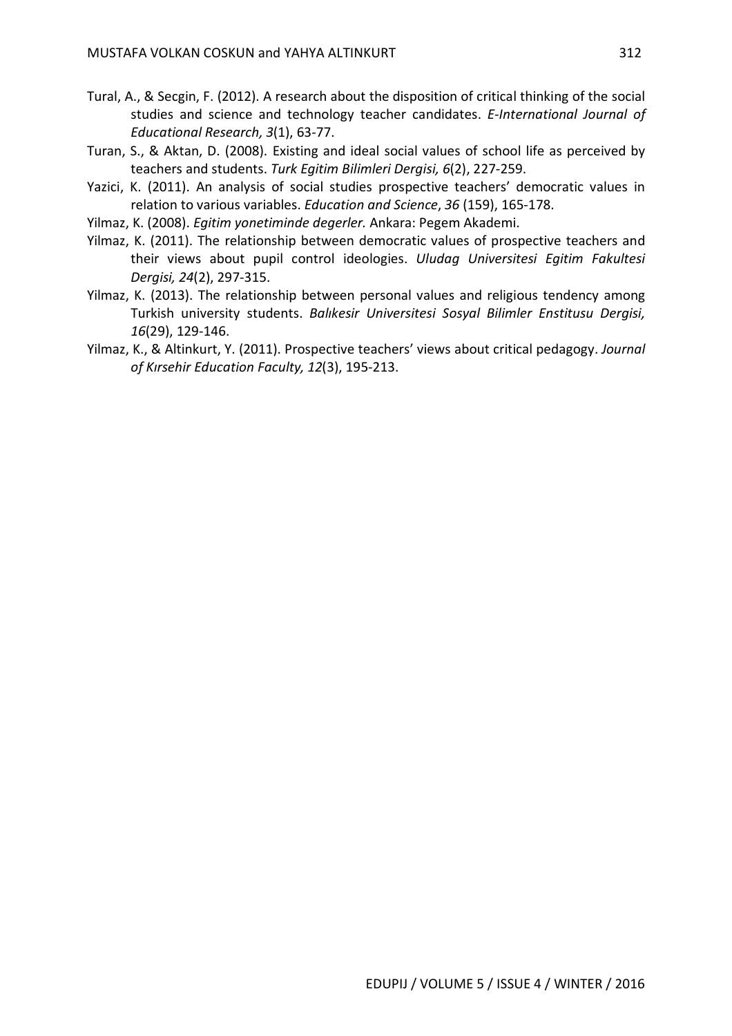Tural, A., & Secgin, F. (2012). A research about the disposition of critical thinking of the social studies and science and technology teacher candidates. *E-International Journal of Educational Research, 3*(1), 63-77.

Turan, S., & Aktan, D. (2008). Existing and ideal social values of school life as perceived by teachers and students. *Turk Egitim Bilimleri Dergisi, 6*(2), 227-259.

Yazici, K. (2011). An analysis of social studies prospective teachers' democratic values in relation to various variables. *Education and Science*, *36* (159), 165-178.

Yilmaz, K. (2008). *Egitim yonetiminde degerler.* Ankara: Pegem Akademi.

Yilmaz, K. (2011). The relationship between democratic values of prospective teachers and their views about pupil control ideologies. *Uludag Universitesi Egitim Fakultesi Dergisi, 24*(2), 297-315.

Yilmaz, K. (2013). The relationship between personal values and religious tendency among Turkish university students. *Balıkesir Universitesi Sosyal Bilimler Enstitusu Dergisi, 16*(29), 129-146.

Yilmaz, K., & Altinkurt, Y. (2011). Prospective teachers' views about critical pedagogy. *Journal of Kırsehir Education Faculty, 12*(3), 195-213.